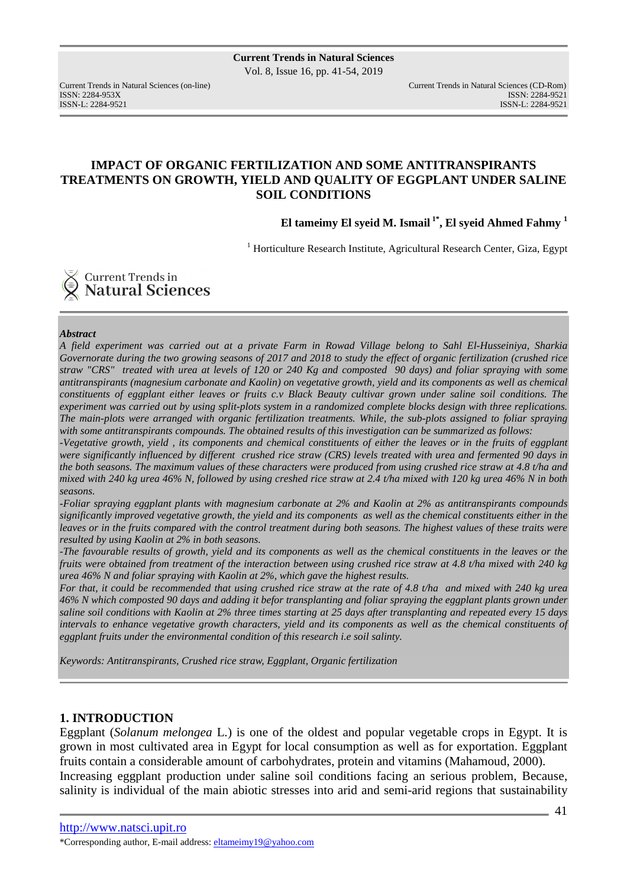# IMPACT OF ORGANIC FERTILIZATION AND SOME ANTITRANSPIRANTS TREATMENTS ON GROWTH, YIELD AND QUALITY OF EGGPLANT UNDER SALINE SOIL CONDITIONS

**El tameimy El syeid M. Ismail [1*], El syeid Ahmed Fahmy [1]**

[1] Horticulture Research Institute, Agricultural Research Center, Giza, Egypt

***Abstract***

*A field experiment was carried out at a private Farm in Rowad Village belong to Sahl El-Husseiniya, Sharkia Governorate during the two growing seasons of 2017 and 2018 to study the effect of organic fertilization (crushed rice straw "CRS" treated with urea at levels of 120 or 240 Kg and composted 90 days) and foliar spraying with some antitranspirants (magnesium carbonate and Kaolin) on vegetative growth, yield and its components as well as chemical constituents of eggplant either leaves or fruits c.v Black Beauty cultivar grown under saline soil conditions. The experiment was carried out by using split-plots system in a randomized complete blocks design with three replications. The main-plots were arranged with organic fertilization treatments. While, the sub-plots assigned to foliar spraying with some antitranspirants compounds. The obtained results of this investigation can be summarized as follows:*

*-Vegetative growth, yield , its components and chemical constituents of either the leaves or in the fruits of eggplant were significantly influenced by different crushed rice straw (CRS) levels treated with urea and fermented 90 days in the both seasons. The maximum values of these characters were produced from using crushed rice straw at 4.8 t/ha and mixed with 240 kg urea 46% N, followed by using creshed rice straw at 2.4 t/ha mixed with 120 kg urea 46% N in both seasons.*

*-Foliar spraying eggplant plants with magnesium carbonate at 2% and Kaolin at 2% as antitranspirants compounds significantly improved vegetative growth, the yield and its components as well as the chemical constituents either in the leaves or in the fruits compared with the control treatment during both seasons. The highest values of these traits were resulted by using Kaolin at 2% in both seasons.*

*-The favourable results of growth, yield and its components as well as the chemical constituents in the leaves or the fruits were obtained from treatment of the interaction between using crushed rice straw at 4.8 t/ha mixed with 240 kg urea 46% N and foliar spraying with Kaolin at 2%, which gave the highest results.*

*For that, it could be recommended that using crushed rice straw at the rate of 4.8 t/ha and mixed with 240 kg urea 46% N which composted 90 days and adding it befor transplanting and foliar spraying the eggplant plants grown under saline soil conditions with Kaolin at 2% three times starting at 25 days after transplanting and repeated every 15 days intervals to enhance vegetative growth characters, yield and its components as well as the chemical constituents of eggplant fruits under the environmental condition of this research i.e soil salinty.*

*Keywords: Antitranspirants, Crushed rice straw, Eggplant, Organic fertilization*

## 1. INTRODUCTION

Eggplant (*Solanum melongea* L.) is one of the oldest and popular vegetable crops in Egypt. It is grown in most cultivated area in Egypt for local consumption as well as for exportation. Eggplant fruits contain a considerable amount of carbohydrates, protein and vitamins (Mahamoud, 2000).

Increasing eggplant production under saline soil conditions facing an serious problem, Because, salinity is individual of the main abiotic stresses into arid and semi-arid regions that sustainability

http://www.natsci.upit.ro

*Corresponding author, E-mail address: eltameimy19@yahoo.com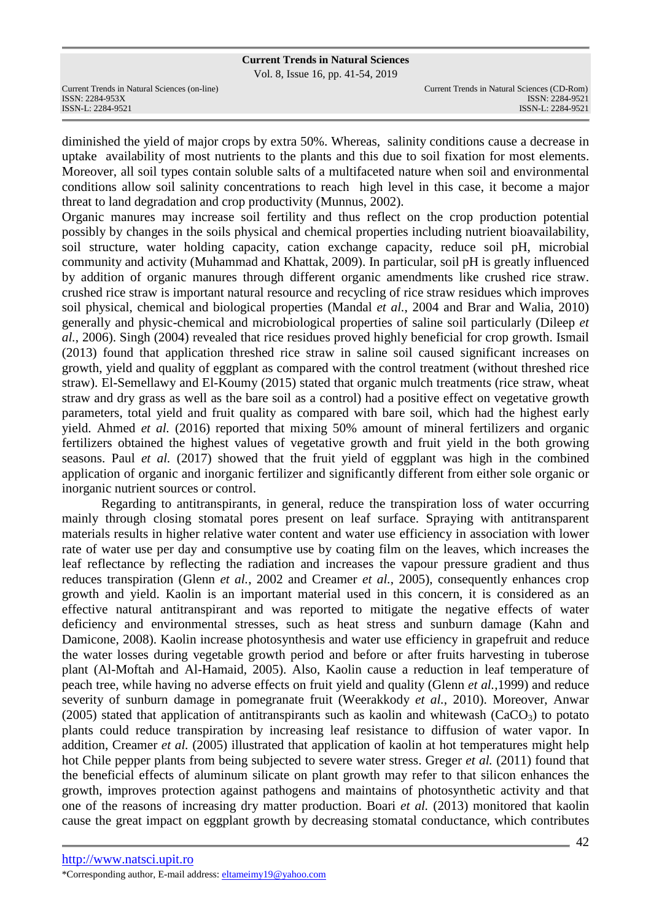diminished the yield of major crops by extra 50%. Whereas, salinity conditions cause a decrease in uptake availability of most nutrients to the plants and this due to soil fixation for most elements. Moreover, all soil types contain soluble salts of a multifaceted nature when soil and environmental conditions allow soil salinity concentrations to reach high level in this case, it become a major threat to land degradation and crop productivity (Munnus, 2002).

Organic manures may increase soil fertility and thus reflect on the crop production potential possibly by changes in the soils physical and chemical properties including nutrient bioavailability, soil structure, water holding capacity, cation exchange capacity, reduce soil pH, microbial community and activity (Muhammad and Khattak, 2009). In particular, soil pH is greatly influenced by addition of organic manures through different organic amendments like crushed rice straw. crushed rice straw is important natural resource and recycling of rice straw residues which improves soil physical, chemical and biological properties (Mandal *et al.*, 2004 and Brar and Walia, 2010) generally and physic-chemical and microbiological properties of saline soil particularly (Dileep *et al.*, 2006). Singh (2004) revealed that rice residues proved highly beneficial for crop growth. Ismail (2013) found that application threshed rice straw in saline soil caused significant increases on growth, yield and quality of eggplant as compared with the control treatment (without threshed rice straw). El-Semellawy and El-Koumy (2015) stated that organic mulch treatments (rice straw, wheat straw and dry grass as well as the bare soil as a control) had a positive effect on vegetative growth parameters, total yield and fruit quality as compared with bare soil, which had the highest early yield. Ahmed *et al.* (2016) reported that mixing 50% amount of mineral fertilizers and organic fertilizers obtained the highest values of vegetative growth and fruit yield in the both growing seasons. Paul *et al.* (2017) showed that the fruit yield of eggplant was high in the combined application of organic and inorganic fertilizer and significantly different from either sole organic or inorganic nutrient sources or control.

Regarding to antitranspirants, in general, reduce the transpiration loss of water occurring mainly through closing stomatal pores present on leaf surface. Spraying with antitransparent materials results in higher relative water content and water use efficiency in association with lower rate of water use per day and consumptive use by coating film on the leaves, which increases the leaf reflectance by reflecting the radiation and increases the vapour pressure gradient and thus reduces transpiration (Glenn *et al.*, 2002 and Creamer *et al.*, 2005), consequently enhances crop growth and yield. Kaolin is an important material used in this concern, it is considered as an effective natural antitranspirant and was reported to mitigate the negative effects of water deficiency and environmental stresses, such as heat stress and sunburn damage (Kahn and Damicone, 2008). Kaolin increase photosynthesis and water use efficiency in grapefruit and reduce the water losses during vegetable growth period and before or after fruits harvesting in tuberose plant (Al-Moftah and Al-Hamaid, 2005). Also, Kaolin cause a reduction in leaf temperature of peach tree, while having no adverse effects on fruit yield and quality (Glenn *et al.*,1999) and reduce severity of sunburn damage in pomegranate fruit (Weerakkody *et al.*, 2010). Moreover, Anwar (2005) stated that application of antitranspirants such as kaolin and whitewash ($CaCO_3$) to potato plants could reduce transpiration by increasing leaf resistance to diffusion of water vapor. In addition, Creamer *et al.* (2005) illustrated that application of kaolin at hot temperatures might help hot Chile pepper plants from being subjected to severe water stress. Greger *et al.* (2011) found that the beneficial effects of aluminum silicate on plant growth may refer to that silicon enhances the growth, improves protection against pathogens and maintains of photosynthetic activity and that one of the reasons of increasing dry matter production. Boari *et al.* (2013) monitored that kaolin cause the great impact on eggplant growth by decreasing stomatal conductance, which contributes

http://www.natsci.upit.ro

*Corresponding author, E-mail address: eltameimy19@yahoo.com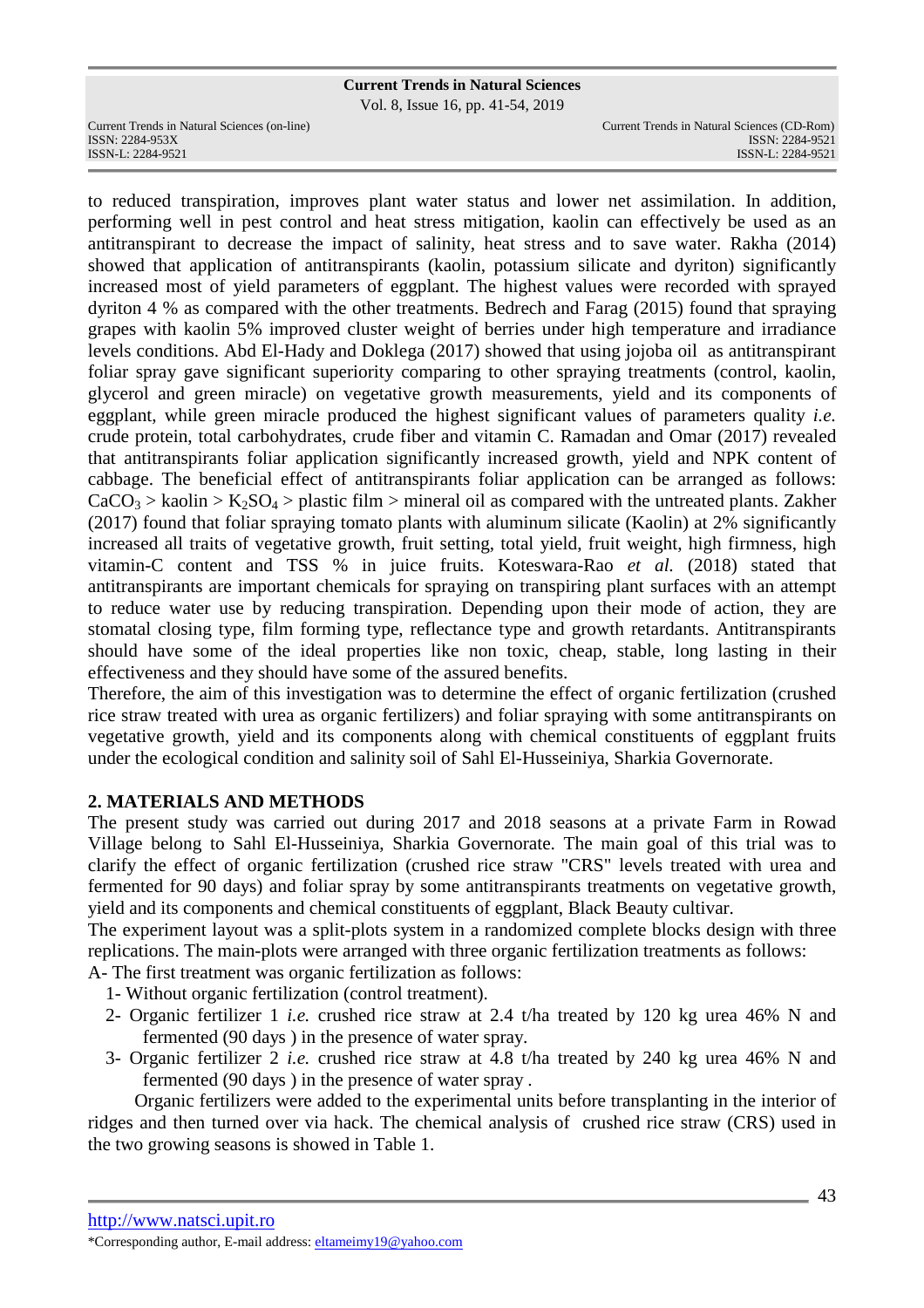to reduced transpiration, improves plant water status and lower net assimilation. In addition, performing well in pest control and heat stress mitigation, kaolin can effectively be used as an antitranspirant to decrease the impact of salinity, heat stress and to save water. Rakha (2014) showed that application of antitranspirants (kaolin, potassium silicate and dyriton) significantly increased most of yield parameters of eggplant. The highest values were recorded with sprayed dyriton 4 % as compared with the other treatments. Bedrech and Farag (2015) found that spraying grapes with kaolin 5% improved cluster weight of berries under high temperature and irradiance levels conditions. Abd El-Hady and Doklega (2017) showed that using jojoba oil as antitranspirant foliar spray gave significant superiority comparing to other spraying treatments (control, kaolin, glycerol and green miracle) on vegetative growth measurements, yield and its components of eggplant, while green miracle produced the highest significant values of parameters quality *i.e.* crude protein, total carbohydrates, crude fiber and vitamin C. Ramadan and Omar (2017) revealed that antitranspirants foliar application significantly increased growth, yield and NPK content of cabbage. The beneficial effect of antitranspirants foliar application can be arranged as follows: $CaCO_3$ > kaolin > $K_2SO_4$ > plastic film > mineral oil as compared with the untreated plants. Zakher (2017) found that foliar spraying tomato plants with aluminum silicate (Kaolin) at 2% significantly increased all traits of vegetative growth, fruit setting, total yield, fruit weight, high firmness, high vitamin-C content and TSS % in juice fruits. Koteswara-Rao *et al.* (2018) stated that antitranspirants are important chemicals for spraying on transpiring plant surfaces with an attempt to reduce water use by reducing transpiration. Depending upon their mode of action, they are stomatal closing type, film forming type, reflectance type and growth retardants. Antitranspirants should have some of the ideal properties like non toxic, cheap, stable, long lasting in their effectiveness and they should have some of the assured benefits.

Therefore, the aim of this investigation was to determine the effect of organic fertilization (crushed rice straw treated with urea as organic fertilizers) and foliar spraying with some antitranspirants on vegetative growth, yield and its components along with chemical constituents of eggplant fruits under the ecological condition and salinity soil of Sahl El-Husseiniya, Sharkia Governorate.

## 2. MATERIALS AND METHODS

The present study was carried out during 2017 and 2018 seasons at a private Farm in Rowad Village belong to Sahl El-Husseiniya, Sharkia Governorate. The main goal of this trial was to clarify the effect of organic fertilization (crushed rice straw "CRS" levels treated with urea and fermented for 90 days) and foliar spray by some antitranspirants treatments on vegetative growth, yield and its components and chemical constituents of eggplant, Black Beauty cultivar.

The experiment layout was a split-plots system in a randomized complete blocks design with three replications. The main-plots were arranged with three organic fertilization treatments as follows:

A- The first treatment was organic fertilization as follows:

1- Without organic fertilization (control treatment).
2- Organic fertilizer 1 *i.e.* crushed rice straw at 2.4 t/ha treated by 120 kg urea 46% N and fermented (90 days ) in the presence of water spray.
3- Organic fertilizer 2 *i.e.* crushed rice straw at 4.8 t/ha treated by 240 kg urea 46% N and fermented (90 days ) in the presence of water spray .

Organic fertilizers were added to the experimental units before transplanting in the interior of ridges and then turned over via hack. The chemical analysis of crushed rice straw (CRS) used in the two growing seasons is showed in Table 1.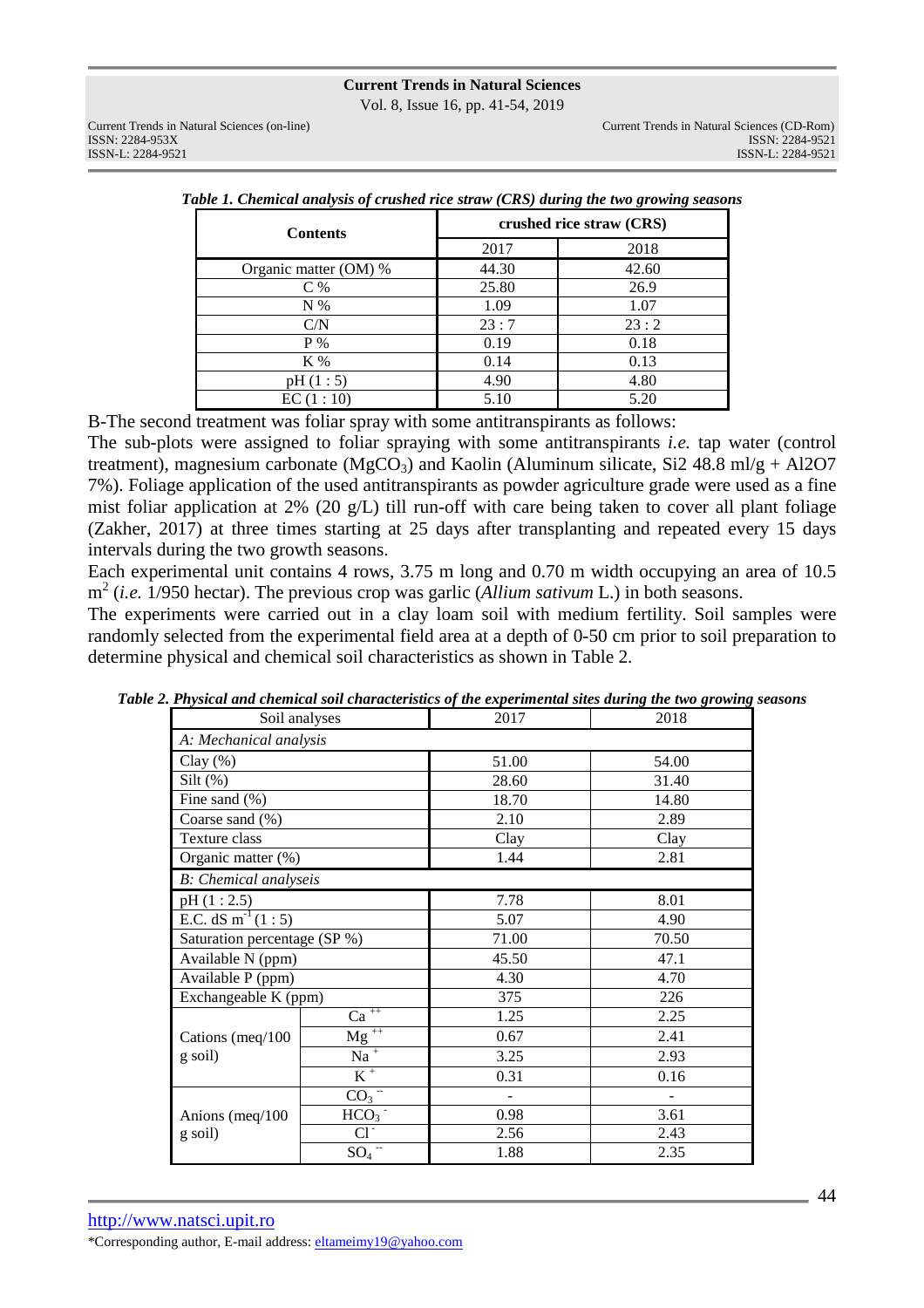*Table 1. Chemical analysis of crushed rice straw (CRS) during the two growing seasons*

| Contents | crushed rice straw (CRS) | |
|---|---|---|
| | 2017 | 2018 |
| Organic matter (OM) % | 44.30 | 42.60 |
| C % | 25.80 | 26.9 |
| N % | 1.09 | 1.07 |
| C/N | 23 : 7 | 23 : 2 |
| P % | 0.19 | 0.18 |
| K % | 0.14 | 0.13 |
| pH (1 : 5) | 4.90 | 4.80 |
| EC (1 : 10) | 5.10 | 5.20 |

B-The second treatment was foliar spray with some antitranspirants as follows:

The sub-plots were assigned to foliar spraying with some antitranspirants *i.e.* tap water (control treatment), magnesium carbonate ($MgCO_3$) and Kaolin (Aluminum silicate, Si2 48.8 ml/g + Al2O7 7%). Foliage application of the used antitranspirants as powder agriculture grade were used as a fine mist foliar application at 2% (20 g/L) till run-off with care being taken to cover all plant foliage (Zakher, 2017) at three times starting at 25 days after transplanting and repeated every 15 days intervals during the two growth seasons.

Each experimental unit contains 4 rows, 3.75 m long and 0.70 m width occupying an area of 10.5 $m^2$ (*i.e.* 1/950 hectar). The previous crop was garlic (*Allium sativum* L.) in both seasons.

The experiments were carried out in a clay loam soil with medium fertility. Soil samples were randomly selected from the experimental field area at a depth of 0-50 cm prior to soil preparation to determine physical and chemical soil characteristics as shown in Table 2.

*Table 2. Physical and chemical soil characteristics of the experimental sites during the two growing seasons*

| Soil analyses | | 2017 | 2018 |
|---|---|---|---|
| *A: Mechanical analysis* | | | |
| Clay (%) | | 51.00 | 54.00 |
| Silt (%) | | 28.60 | 31.40 |
| Fine sand (%) | | 18.70 | 14.80 |
| Coarse sand (%) | | 2.10 | 2.89 |
| Texture class | | Clay | Clay |
| Organic matter (%) | | 1.44 | 2.81 |
| *B: Chemical analyseis* | | | |
| pH (1 : 2.5) | | 7.78 | 8.01 |
| E.C. dS $m^{-1}$ (1 : 5) | | 5.07 | 4.90 |
| Saturation percentage (SP %) | | 71.00 | 70.50 |
| Available N (ppm) | | 45.50 | 47.1 |
| Available P (ppm) | | 4.30 | 4.70 |
| Exchangeable K (ppm) | | 375 | 226 |
| Cations (meq/100 g soil) | $Ca^{++}$ | 1.25 | 2.25 |
| | $Mg^{++}$ | 0.67 | 2.41 |
| | $Na^{+}$ | 3.25 | 2.93 |
| | $K^{+}$ | 0.31 | 0.16 |
| Anions (meq/100 g soil) | $CO_3^{--}$ | - | - |
| | $HCO_3^{-}$ | 0.98 | 3.61 |
| | $Cl^{-}$ | 2.56 | 2.43 |
| | $SO_4^{--}$ | 1.88 | 2.35 |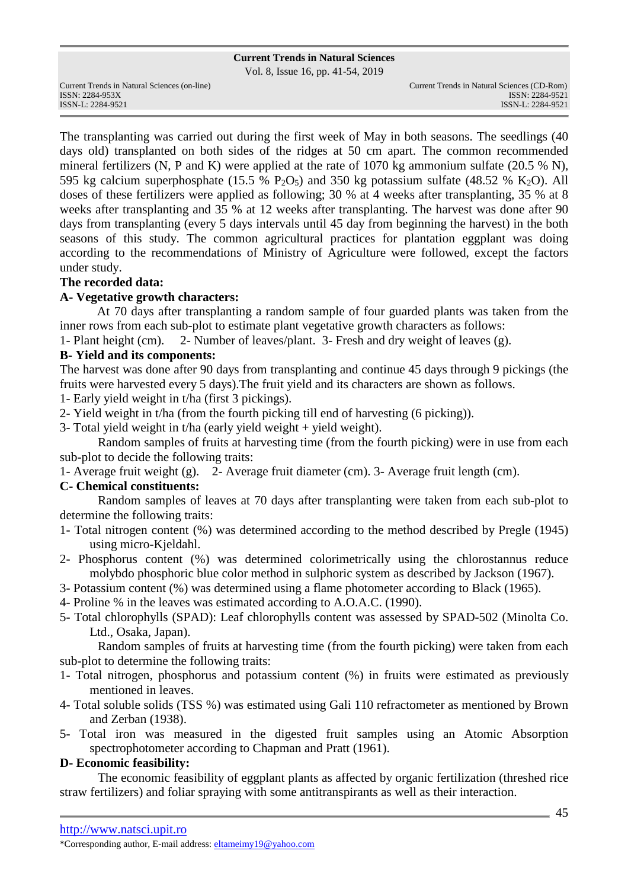The transplanting was carried out during the first week of May in both seasons. The seedlings (40 days old) transplanted on both sides of the ridges at 50 cm apart. The common recommended mineral fertilizers (N, P and K) were applied at the rate of 1070 kg ammonium sulfate (20.5 % N), 595 kg calcium superphosphate (15.5 % $P_2O_5$) and 350 kg potassium sulfate (48.52 % $K_2O$). All doses of these fertilizers were applied as following; 30 % at 4 weeks after transplanting, 35 % at 8 weeks after transplanting and 35 % at 12 weeks after transplanting. The harvest was done after 90 days from transplanting (every 5 days intervals until 45 day from beginning the harvest) in the both seasons of this study. The common agricultural practices for plantation eggplant was doing according to the recommendations of Ministry of Agriculture were followed, except the factors under study.

**The recorded data:**

**A- Vegetative growth characters:**

At 70 days after transplanting a random sample of four guarded plants was taken from the inner rows from each sub-plot to estimate plant vegetative growth characters as follows:

1- Plant height (cm). 2- Number of leaves/plant. 3- Fresh and dry weight of leaves (g).

**B- Yield and its components:**

The harvest was done after 90 days from transplanting and continue 45 days through 9 pickings (the fruits were harvested every 5 days).The fruit yield and its characters are shown as follows.

1- Early yield weight in t/ha (first 3 pickings).

2- Yield weight in t/ha (from the fourth picking till end of harvesting (6 picking)).

3- Total yield weight in t/ha (early yield weight + yield weight).

Random samples of fruits at harvesting time (from the fourth picking) were in use from each sub-plot to decide the following traits:

1- Average fruit weight (g). 2- Average fruit diameter (cm). 3- Average fruit length (cm).

**C- Chemical constituents:**

Random samples of leaves at 70 days after transplanting were taken from each sub-plot to determine the following traits:

1- Total nitrogen content (%) was determined according to the method described by Pregle (1945) using micro-Kjeldahl.

2- Phosphorus content (%) was determined colorimetrically using the chlorostannus reduce molybdo phosphoric blue color method in sulphoric system as described by Jackson (1967).

3- Potassium content (%) was determined using a flame photometer according to Black (1965).

4- Proline % in the leaves was estimated according to A.O.A.C. (1990).

5- Total chlorophylls (SPAD): Leaf chlorophylls content was assessed by SPAD-502 (Minolta Co. Ltd., Osaka, Japan).

Random samples of fruits at harvesting time (from the fourth picking) were taken from each sub-plot to determine the following traits:

1- Total nitrogen, phosphorus and potassium content (%) in fruits were estimated as previously mentioned in leaves.

4- Total soluble solids (TSS %) was estimated using Gali 110 refractometer as mentioned by Brown and Zerban (1938).

5- Total iron was measured in the digested fruit samples using an Atomic Absorption spectrophotometer according to Chapman and Pratt (1961).

**D- Economic feasibility:**

The economic feasibility of eggplant plants as affected by organic fertilization (threshed rice straw fertilizers) and foliar spraying with some antitranspirants as well as their interaction.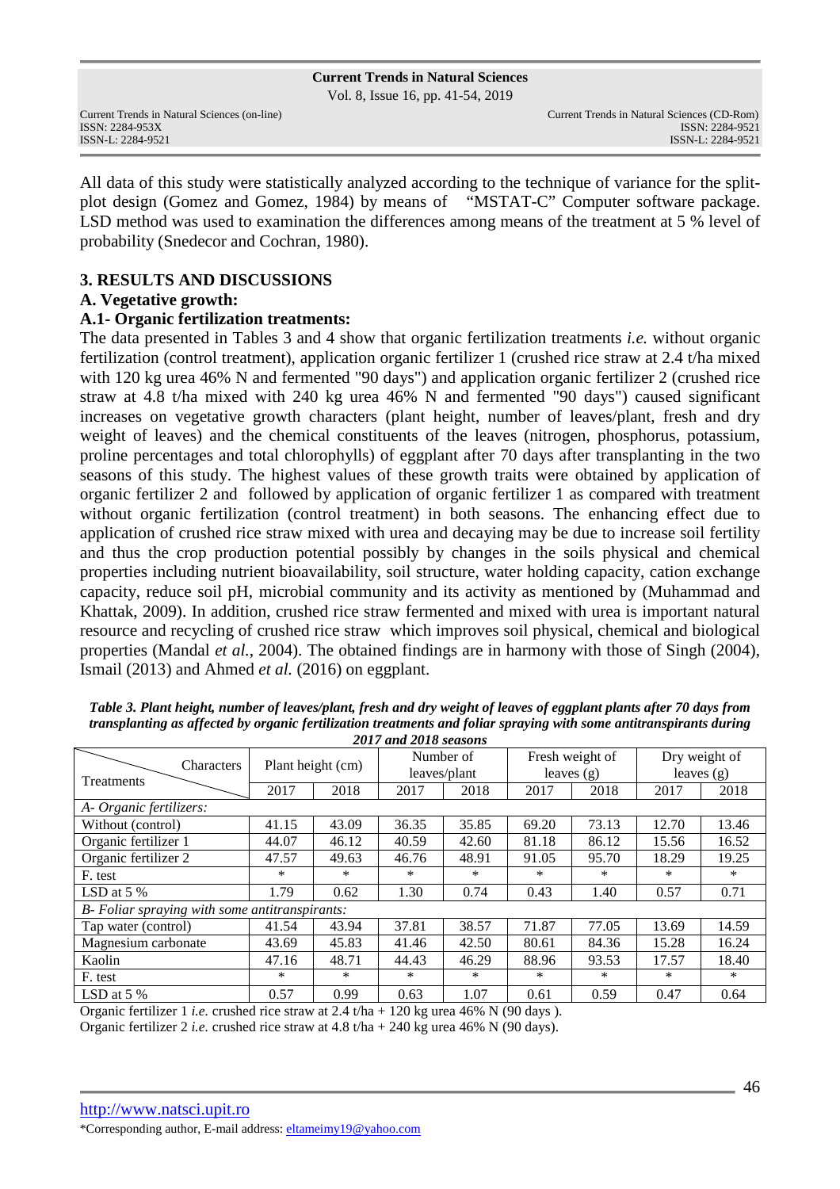All data of this study were statistically analyzed according to the technique of variance for the split-plot design (Gomez and Gomez, 1984) by means of "MSTAT-C" Computer software package. LSD method was used to examination the differences among means of the treatment at 5 % level of probability (Snedecor and Cochran, 1980).

## 3. RESULTS AND DISCUSSIONS

### A. Vegetative growth:

### A.1- Organic fertilization treatments:

The data presented in Tables 3 and 4 show that organic fertilization treatments *i.e.* without organic fertilization (control treatment), application organic fertilizer 1 (crushed rice straw at 2.4 t/ha mixed with 120 kg urea 46% N and fermented "90 days") and application organic fertilizer 2 (crushed rice straw at 4.8 t/ha mixed with 240 kg urea 46% N and fermented "90 days") caused significant increases on vegetative growth characters (plant height, number of leaves/plant, fresh and dry weight of leaves) and the chemical constituents of the leaves (nitrogen, phosphorus, potassium, proline percentages and total chlorophylls) of eggplant after 70 days after transplanting in the two seasons of this study. The highest values of these growth traits were obtained by application of organic fertilizer 2 and followed by application of organic fertilizer 1 as compared with treatment without organic fertilization (control treatment) in both seasons. The enhancing effect due to application of crushed rice straw mixed with urea and decaying may be due to increase soil fertility and thus the crop production potential possibly by changes in the soils physical and chemical properties including nutrient bioavailability, soil structure, water holding capacity, cation exchange capacity, reduce soil pH, microbial community and its activity as mentioned by (Muhammad and Khattak, 2009). In addition, crushed rice straw fermented and mixed with urea is important natural resource and recycling of crushed rice straw which improves soil physical, chemical and biological properties (Mandal *et al.*, 2004). The obtained findings are in harmony with those of Singh (2004), Ismail (2013) and Ahmed *et al.* (2016) on eggplant.

***Table 3. Plant height, number of leaves/plant, fresh and dry weight of leaves of eggplant plants after 70 days from transplanting as affected by organic fertilization treatments and foliar spraying with some antitranspirants during 2017 and 2018 seasons***

| Treatments \ Characters | Plant height (cm) | | Number of leaves/plant | | Fresh weight of leaves (g) | | Dry weight of leaves (g) | |
|---|---|---|---|---|---|---|---|---|
| | 2017 | 2018 | 2017 | 2018 | 2017 | 2018 | 2017 | 2018 |
| *A- Organic fertilizers:* | | | | | | | | |
| Without (control) | 41.15 | 43.09 | 36.35 | 35.85 | 69.20 | 73.13 | 12.70 | 13.46 |
| Organic fertilizer 1 | 44.07 | 46.12 | 40.59 | 42.60 | 81.18 | 86.12 | 15.56 | 16.52 |
| Organic fertilizer 2 | 47.57 | 49.63 | 46.76 | 48.91 | 91.05 | 95.70 | 18.29 | 19.25 |
| F. test | * | * | * | * | * | * | * | * |
| LSD at 5 % | 1.79 | 0.62 | 1.30 | 0.74 | 0.43 | 1.40 | 0.57 | 0.71 |
| *B- Foliar spraying with some antitranspirants:* | | | | | | | | |
| Tap water (control) | 41.54 | 43.94 | 37.81 | 38.57 | 71.87 | 77.05 | 13.69 | 14.59 |
| Magnesium carbonate | 43.69 | 45.83 | 41.46 | 42.50 | 80.61 | 84.36 | 15.28 | 16.24 |
| Kaolin | 47.16 | 48.71 | 44.43 | 46.29 | 88.96 | 93.53 | 17.57 | 18.40 |
| F. test | * | * | * | * | * | * | * | * |
| LSD at 5 % | 0.57 | 0.99 | 0.63 | 1.07 | 0.61 | 0.59 | 0.47 | 0.64 |

Organic fertilizer 1 *i.e.* crushed rice straw at 2.4 t/ha + 120 kg urea 46% N (90 days ).
Organic fertilizer 2 *i.e.* crushed rice straw at 4.8 t/ha + 240 kg urea 46% N (90 days).

http://www.natsci.upit.ro
*Corresponding author, E-mail address: eltameimy19@yahoo.com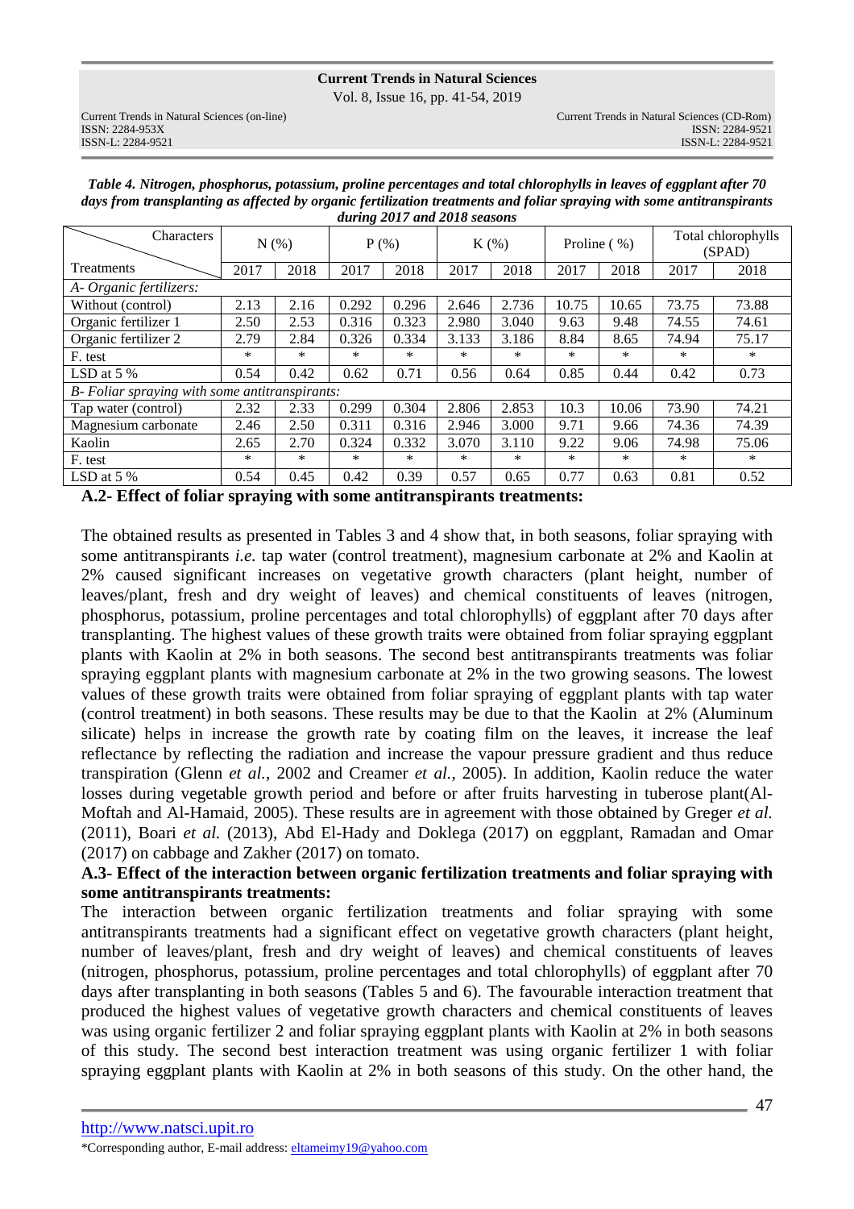*Table 4. Nitrogen, phosphorus, potassium, proline percentages and total chlorophylls in leaves of eggplant after 70 days from transplanting as affected by organic fertilization treatments and foliar spraying with some antitranspirants during 2017 and 2018 seasons*

| Characters / Treatments | N (%) | | P (%) | | K (%) | | Proline ( %) | | Total chlorophylls (SPAD) | |
|---|---|---|---|---|---|---|---|---|---|---|
| | 2017 | 2018 | 2017 | 2018 | 2017 | 2018 | 2017 | 2018 | 2017 | 2018 |
| *A- Organic fertilizers:* | | | | | | | | | | |
| Without (control) | 2.13 | 2.16 | 0.292 | 0.296 | 2.646 | 2.736 | 10.75 | 10.65 | 73.75 | 73.88 |
| Organic fertilizer 1 | 2.50 | 2.53 | 0.316 | 0.323 | 2.980 | 3.040 | 9.63 | 9.48 | 74.55 | 74.61 |
| Organic fertilizer 2 | 2.79 | 2.84 | 0.326 | 0.334 | 3.133 | 3.186 | 8.84 | 8.65 | 74.94 | 75.17 |
| F. test | * | * | * | * | * | * | * | * | * | * |
| LSD at 5 % | 0.54 | 0.42 | 0.62 | 0.71 | 0.56 | 0.64 | 0.85 | 0.44 | 0.42 | 0.73 |
| *B- Foliar spraying with some antitranspirants:* | | | | | | | | | | |
| Tap water (control) | 2.32 | 2.33 | 0.299 | 0.304 | 2.806 | 2.853 | 10.3 | 10.06 | 73.90 | 74.21 |
| Magnesium carbonate | 2.46 | 2.50 | 0.311 | 0.316 | 2.946 | 3.000 | 9.71 | 9.66 | 74.36 | 74.39 |
| Kaolin | 2.65 | 2.70 | 0.324 | 0.332 | 3.070 | 3.110 | 9.22 | 9.06 | 74.98 | 75.06 |
| F. test | * | * | * | * | * | * | * | * | * | * |
| LSD at 5 % | 0.54 | 0.45 | 0.42 | 0.39 | 0.57 | 0.65 | 0.77 | 0.63 | 0.81 | 0.52 |

**A.2- Effect of foliar spraying with some antitranspirants treatments:**

The obtained results as presented in Tables 3 and 4 show that, in both seasons, foliar spraying with some antitranspirants *i.e.* tap water (control treatment), magnesium carbonate at 2% and Kaolin at 2% caused significant increases on vegetative growth characters (plant height, number of leaves/plant, fresh and dry weight of leaves) and chemical constituents of leaves (nitrogen, phosphorus, potassium, proline percentages and total chlorophylls) of eggplant after 70 days after transplanting. The highest values of these growth traits were obtained from foliar spraying eggplant plants with Kaolin at 2% in both seasons. The second best antitranspirants treatments was foliar spraying eggplant plants with magnesium carbonate at 2% in the two growing seasons. The lowest values of these growth traits were obtained from foliar spraying of eggplant plants with tap water (control treatment) in both seasons. These results may be due to that the Kaolin at 2% (Aluminum silicate) helps in increase the growth rate by coating film on the leaves, it increase the leaf reflectance by reflecting the radiation and increase the vapour pressure gradient and thus reduce transpiration (Glenn *et al.*, 2002 and Creamer *et al.*, 2005). In addition, Kaolin reduce the water losses during vegetable growth period and before or after fruits harvesting in tuberose plant(Al-Moftah and Al-Hamaid, 2005). These results are in agreement with those obtained by Greger *et al.* (2011), Boari *et al.* (2013), Abd El-Hady and Doklega (2017) on eggplant, Ramadan and Omar (2017) on cabbage and Zakher (2017) on tomato.

**A.3- Effect of the interaction between organic fertilization treatments and foliar spraying with some antitranspirants treatments:**

The interaction between organic fertilization treatments and foliar spraying with some antitranspirants treatments had a significant effect on vegetative growth characters (plant height, number of leaves/plant, fresh and dry weight of leaves) and chemical constituents of leaves (nitrogen, phosphorus, potassium, proline percentages and total chlorophylls) of eggplant after 70 days after transplanting in both seasons (Tables 5 and 6). The favourable interaction treatment that produced the highest values of vegetative growth characters and chemical constituents of leaves was using organic fertilizer 2 and foliar spraying eggplant plants with Kaolin at 2% in both seasons of this study. The second best interaction treatment was using organic fertilizer 1 with foliar spraying eggplant plants with Kaolin at 2% in both seasons of this study. On the other hand, the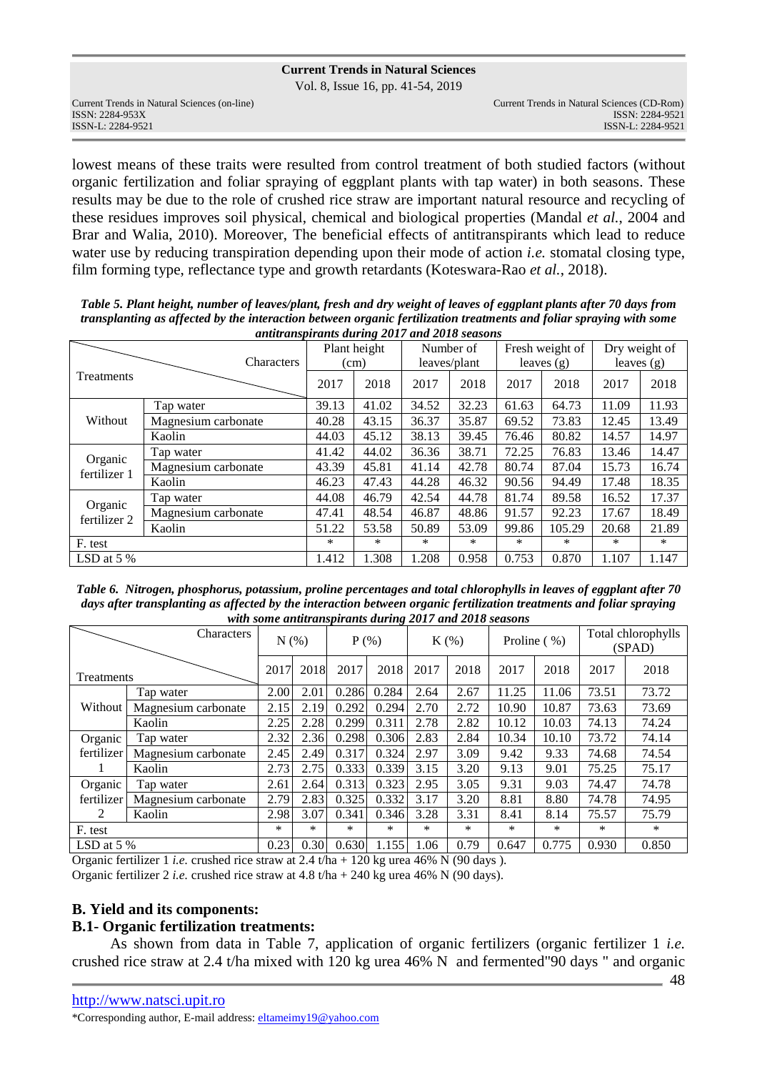lowest means of these traits were resulted from control treatment of both studied factors (without organic fertilization and foliar spraying of eggplant plants with tap water) in both seasons. These results may be due to the role of crushed rice straw are important natural resource and recycling of these residues improves soil physical, chemical and biological properties (Mandal *et al.*, 2004 and Brar and Walia, 2010). Moreover, The beneficial effects of antitranspirants which lead to reduce water use by reducing transpiration depending upon their mode of action *i.e.* stomatal closing type, film forming type, reflectance type and growth retardants (Koteswara-Rao *et al.*, 2018).

***Table 5. Plant height, number of leaves/plant, fresh and dry weight of leaves of eggplant plants after 70 days from transplanting as affected by the interaction between organic fertilization treatments and foliar spraying with some antitranspirants during 2017 and 2018 seasons***

| Treatments \ Characters | | Plant height (cm) | | Number of leaves/plant | | Fresh weight of leaves (g) | | Dry weight of leaves (g) | |
|---|---|---|---|---|---|---|---|---|---|
| | | 2017 | 2018 | 2017 | 2018 | 2017 | 2018 | 2017 | 2018 |
| Without | Tap water | 39.13 | 41.02 | 34.52 | 32.23 | 61.63 | 64.73 | 11.09 | 11.93 |
| | Magnesium carbonate | 40.28 | 43.15 | 36.37 | 35.87 | 69.52 | 73.83 | 12.45 | 13.49 |
| | Kaolin | 44.03 | 45.12 | 38.13 | 39.45 | 76.46 | 80.82 | 14.57 | 14.97 |
| Organic fertilizer 1 | Tap water | 41.42 | 44.02 | 36.36 | 38.71 | 72.25 | 76.83 | 13.46 | 14.47 |
| | Magnesium carbonate | 43.39 | 45.81 | 41.14 | 42.78 | 80.74 | 87.04 | 15.73 | 16.74 |
| | Kaolin | 46.23 | 47.43 | 44.28 | 46.32 | 90.56 | 94.49 | 17.48 | 18.35 |
| Organic fertilizer 2 | Tap water | 44.08 | 46.79 | 42.54 | 44.78 | 81.74 | 89.58 | 16.52 | 17.37 |
| | Magnesium carbonate | 47.41 | 48.54 | 46.87 | 48.86 | 91.57 | 92.23 | 17.67 | 18.49 |
| | Kaolin | 51.22 | 53.58 | 50.89 | 53.09 | 99.86 | 105.29 | 20.68 | 21.89 |
| F. test | | * | * | * | * | * | * | * | * |
| LSD at 5 % | | 1.412 | 1.308 | 1.208 | 0.958 | 0.753 | 0.870 | 1.107 | 1.147 |

***Table 6. Nitrogen, phosphorus, potassium, proline percentages and total chlorophylls in leaves of eggplant after 70 days after transplanting as affected by the interaction between organic fertilization treatments and foliar spraying with some antitranspirants during 2017 and 2018 seasons***

| Treatments \ Characters | | N (%) | | P (%) | | K (%) | | Proline ( %) | | Total chlorophylls (SPAD) | |
|---|---|---|---|---|---|---|---|---|---|---|---|
| | | 2017 | 2018 | 2017 | 2018 | 2017 | 2018 | 2017 | 2018 | 2017 | 2018 |
| Without | Tap water | 2.00 | 2.01 | 0.286 | 0.284 | 2.64 | 2.67 | 11.25 | 11.06 | 73.51 | 73.72 |
| | Magnesium carbonate | 2.15 | 2.19 | 0.292 | 0.294 | 2.70 | 2.72 | 10.90 | 10.87 | 73.63 | 73.69 |
| | Kaolin | 2.25 | 2.28 | 0.299 | 0.311 | 2.78 | 2.82 | 10.12 | 10.03 | 74.13 | 74.24 |
| Organic fertilizer 1 | Tap water | 2.32 | 2.36 | 0.298 | 0.306 | 2.83 | 2.84 | 10.34 | 10.10 | 73.72 | 74.14 |
| | Magnesium carbonate | 2.45 | 2.49 | 0.317 | 0.324 | 2.97 | 3.09 | 9.42 | 9.33 | 74.68 | 74.54 |
| | Kaolin | 2.73 | 2.75 | 0.333 | 0.339 | 3.15 | 3.20 | 9.13 | 9.01 | 75.25 | 75.17 |
| Organic fertilizer 2 | Tap water | 2.61 | 2.64 | 0.313 | 0.323 | 2.95 | 3.05 | 9.31 | 9.03 | 74.47 | 74.78 |
| | Magnesium carbonate | 2.79 | 2.83 | 0.325 | 0.332 | 3.17 | 3.20 | 8.81 | 8.80 | 74.78 | 74.95 |
| | Kaolin | 2.98 | 3.07 | 0.341 | 0.346 | 3.28 | 3.31 | 8.41 | 8.14 | 75.57 | 75.79 |
| F. test | | * | * | * | * | * | * | * | * | * | * |
| LSD at 5 % | | 0.23 | 0.30 | 0.630 | 1.155 | 1.06 | 0.79 | 0.647 | 0.775 | 0.930 | 0.850 |

Organic fertilizer 1 *i.e.* crushed rice straw at 2.4 t/ha + 120 kg urea 46% N (90 days ).
Organic fertilizer 2 *i.e.* crushed rice straw at 4.8 t/ha + 240 kg urea 46% N (90 days).

### B. Yield and its components:

### B.1- Organic fertilization treatments:

As shown from data in Table 7, application of organic fertilizers (organic fertilizer 1 *i.e.* crushed rice straw at 2.4 t/ha mixed with 120 kg urea 46% N and fermented"90 days " and organic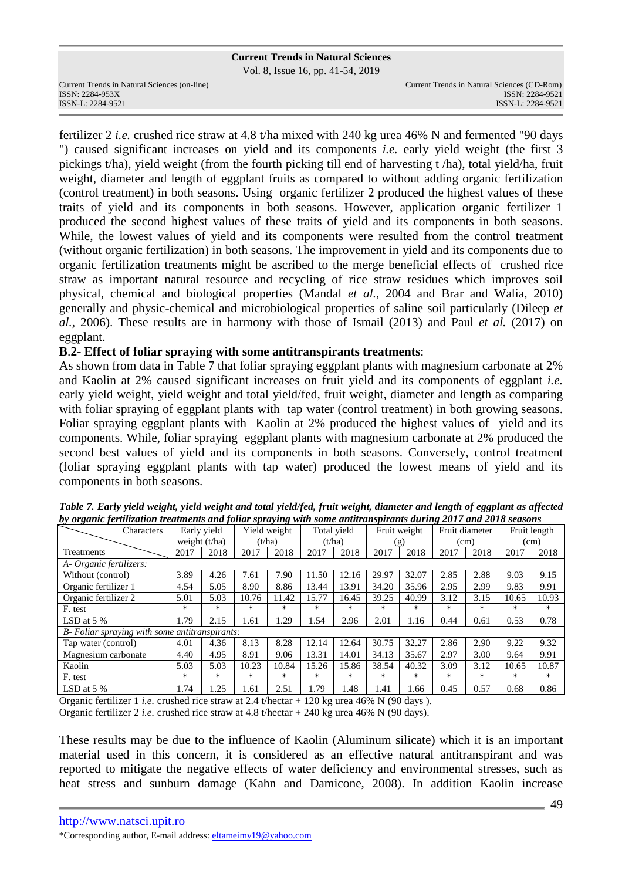fertilizer 2 *i.e.* crushed rice straw at 4.8 t/ha mixed with 240 kg urea 46% N and fermented "90 days ") caused significant increases on yield and its components *i.e.* early yield weight (the first 3 pickings t/ha), yield weight (from the fourth picking till end of harvesting t /ha), total yield/ha, fruit weight, diameter and length of eggplant fruits as compared to without adding organic fertilization (control treatment) in both seasons. Using organic fertilizer 2 produced the highest values of these traits of yield and its components in both seasons. However, application organic fertilizer 1 produced the second highest values of these traits of yield and its components in both seasons. While, the lowest values of yield and its components were resulted from the control treatment (without organic fertilization) in both seasons. The improvement in yield and its components due to organic fertilization treatments might be ascribed to the merge beneficial effects of crushed rice straw as important natural resource and recycling of rice straw residues which improves soil physical, chemical and biological properties (Mandal *et al.*, 2004 and Brar and Walia, 2010) generally and physic-chemical and microbiological properties of saline soil particularly (Dileep *et al.*, 2006). These results are in harmony with those of Ismail (2013) and Paul *et al.* (2017) on eggplant.

**B.2- Effect of foliar spraying with some antitranspirants treatments**:

As shown from data in Table 7 that foliar spraying eggplant plants with magnesium carbonate at 2% and Kaolin at 2% caused significant increases on fruit yield and its components of eggplant *i.e.* early yield weight, yield weight and total yield/fed, fruit weight, diameter and length as comparing with foliar spraying of eggplant plants with tap water (control treatment) in both growing seasons. Foliar spraying eggplant plants with Kaolin at 2% produced the highest values of yield and its components. While, foliar spraying eggplant plants with magnesium carbonate at 2% produced the second best values of yield and its components in both seasons. Conversely, control treatment (foliar spraying eggplant plants with tap water) produced the lowest means of yield and its components in both seasons.

***Table 7. Early yield weight, yield weight and total yield/fed, fruit weight, diameter and length of eggplant as affected by organic fertilization treatments and foliar spraying with some antitranspirants during 2017 and 2018 seasons***

| Characters / Treatments | Early yield weight (t/ha) | | Yield weight (t/ha) | | Total yield (t/ha) | | Fruit weight (g) | | Fruit diameter (cm) | | Fruit length (cm) | |
|---|---|---|---|---|---|---|---|---|---|---|---|---|
| | 2017 | 2018 | 2017 | 2018 | 2017 | 2018 | 2017 | 2018 | 2017 | 2018 | 2017 | 2018 |
| *A- Organic fertilizers:* | | | | | | | | | | | | |
| Without (control) | 3.89 | 4.26 | 7.61 | 7.90 | 11.50 | 12.16 | 29.97 | 32.07 | 2.85 | 2.88 | 9.03 | 9.15 |
| Organic fertilizer 1 | 4.54 | 5.05 | 8.90 | 8.86 | 13.44 | 13.91 | 34.20 | 35.96 | 2.95 | 2.99 | 9.83 | 9.91 |
| Organic fertilizer 2 | 5.01 | 5.03 | 10.76 | 11.42 | 15.77 | 16.45 | 39.25 | 40.99 | 3.12 | 3.15 | 10.65 | 10.93 |
| F. test | * | * | * | * | * | * | * | * | * | * | * | * |
| LSD at 5 % | 1.79 | 2.15 | 1.61 | 1.29 | 1.54 | 2.96 | 2.01 | 1.16 | 0.44 | 0.61 | 0.53 | 0.78 |
| *B- Foliar spraying with some antitranspirants:* | | | | | | | | | | | | |
| Tap water (control) | 4.01 | 4.36 | 8.13 | 8.28 | 12.14 | 12.64 | 30.75 | 32.27 | 2.86 | 2.90 | 9.22 | 9.32 |
| Magnesium carbonate | 4.40 | 4.95 | 8.91 | 9.06 | 13.31 | 14.01 | 34.13 | 35.67 | 2.97 | 3.00 | 9.64 | 9.91 |
| Kaolin | 5.03 | 5.03 | 10.23 | 10.84 | 15.26 | 15.86 | 38.54 | 40.32 | 3.09 | 3.12 | 10.65 | 10.87 |
| F. test | * | * | * | * | * | * | * | * | * | * | * | * |
| LSD at 5 % | 1.74 | 1.25 | 1.61 | 2.51 | 1.79 | 1.48 | 1.41 | 1.66 | 0.45 | 0.57 | 0.68 | 0.86 |

Organic fertilizer 1 *i.e.* crushed rice straw at 2.4 t/hectar + 120 kg urea 46% N (90 days ).
Organic fertilizer 2 *i.e.* crushed rice straw at 4.8 t/hectar + 240 kg urea 46% N (90 days).

These results may be due to the influence of Kaolin (Aluminum silicate) which it is an important material used in this concern, it is considered as an effective natural antitranspirant and was reported to mitigate the negative effects of water deficiency and environmental stresses, such as heat stress and sunburn damage (Kahn and Damicone, 2008). In addition Kaolin increase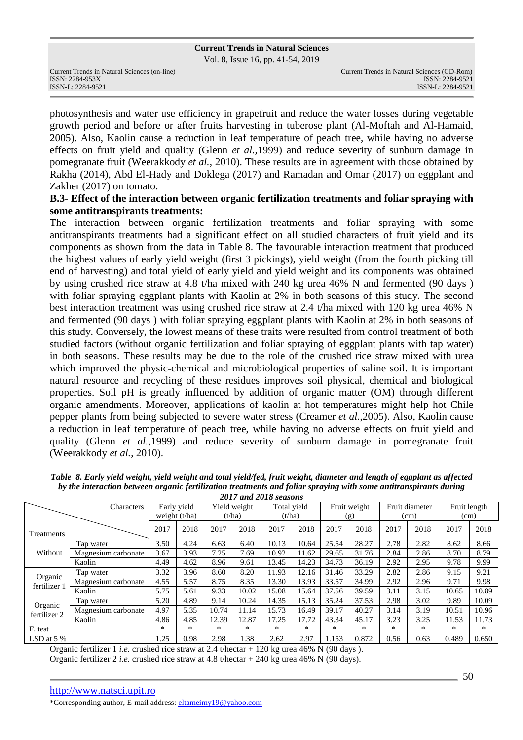photosynthesis and water use efficiency in grapefruit and reduce the water losses during vegetable growth period and before or after fruits harvesting in tuberose plant (Al-Moftah and Al-Hamaid, 2005). Also, Kaolin cause a reduction in leaf temperature of peach tree, while having no adverse effects on fruit yield and quality (Glenn *et al.*,1999) and reduce severity of sunburn damage in pomegranate fruit (Weerakkody *et al.*, 2010). These results are in agreement with those obtained by Rakha (2014), Abd El-Hady and Doklega (2017) and Ramadan and Omar (2017) on eggplant and Zakher (2017) on tomato.

**B.3- Effect of the interaction between organic fertilization treatments and foliar spraying with some antitranspirants treatments:**

The interaction between organic fertilization treatments and foliar spraying with some antitranspirants treatments had a significant effect on all studied characters of fruit yield and its components as shown from the data in Table 8. The favourable interaction treatment that produced the highest values of early yield weight (first 3 pickings), yield weight (from the fourth picking till end of harvesting) and total yield of early yield and yield weight and its components was obtained by using crushed rice straw at 4.8 t/ha mixed with 240 kg urea 46% N and fermented (90 days ) with foliar spraying eggplant plants with Kaolin at 2% in both seasons of this study. The second best interaction treatment was using crushed rice straw at 2.4 t/ha mixed with 120 kg urea 46% N and fermented (90 days ) with foliar spraying eggplant plants with Kaolin at 2% in both seasons of this study. Conversely, the lowest means of these traits were resulted from control treatment of both studied factors (without organic fertilization and foliar spraying of eggplant plants with tap water) in both seasons. These results may be due to the role of the crushed rice straw mixed with urea which improved the physic-chemical and microbiological properties of saline soil. It is important natural resource and recycling of these residues improves soil physical, chemical and biological properties. Soil pH is greatly influenced by addition of organic matter (OM) through different organic amendments. Moreover, applications of kaolin at hot temperatures might help hot Chile pepper plants from being subjected to severe water stress (Creamer *et al.*,2005). Also, Kaolin cause a reduction in leaf temperature of peach tree, while having no adverse effects on fruit yield and quality (Glenn *et al.*,1999) and reduce severity of sunburn damage in pomegranate fruit (Weerakkody *et al.*, 2010).

***Table 8. Early yield weight, yield weight and total yield/fed, fruit weight, diameter and length of eggplant as affected by the interaction between organic fertilization treatments and foliar spraying with some antitranspirants during 2017 and 2018 seasons***

| Treatments | | Early yield weight (t/ha) | | Yield weight (t/ha) | | Total yield (t/ha) | | Fruit weight (g) | | Fruit diameter (cm) | | Fruit length (cm) | |
|---|---|---|---|---|---|---|---|---|---|---|---|---|---|
| | | 2017 | 2018 | 2017 | 2018 | 2017 | 2018 | 2017 | 2018 | 2017 | 2018 | 2017 | 2018 |
| Without | Tap water | 3.50 | 4.24 | 6.63 | 6.40 | 10.13 | 10.64 | 25.54 | 28.27 | 2.78 | 2.82 | 8.62 | 8.66 |
| | Magnesium carbonate | 3.67 | 3.93 | 7.25 | 7.69 | 10.92 | 11.62 | 29.65 | 31.76 | 2.84 | 2.86 | 8.70 | 8.79 |
| | Kaolin | 4.49 | 4.62 | 8.96 | 9.61 | 13.45 | 14.23 | 34.73 | 36.19 | 2.92 | 2.95 | 9.78 | 9.99 |
| Organic fertilizer 1 | Tap water | 3.32 | 3.96 | 8.60 | 8.20 | 11.93 | 12.16 | 31.46 | 33.29 | 2.82 | 2.86 | 9.15 | 9.21 |
| | Magnesium carbonate | 4.55 | 5.57 | 8.75 | 8.35 | 13.30 | 13.93 | 33.57 | 34.99 | 2.92 | 2.96 | 9.71 | 9.98 |
| | Kaolin | 5.75 | 5.61 | 9.33 | 10.02 | 15.08 | 15.64 | 37.56 | 39.59 | 3.11 | 3.15 | 10.65 | 10.89 |
| Organic fertilizer 2 | Tap water | 5.20 | 4.89 | 9.14 | 10.24 | 14.35 | 15.13 | 35.24 | 37.53 | 2.98 | 3.02 | 9.89 | 10.09 |
| | Magnesium carbonate | 4.97 | 5.35 | 10.74 | 11.14 | 15.73 | 16.49 | 39.17 | 40.27 | 3.14 | 3.19 | 10.51 | 10.96 |
| | Kaolin | 4.86 | 4.85 | 12.39 | 12.87 | 17.25 | 17.72 | 43.34 | 45.17 | 3.23 | 3.25 | 11.53 | 11.73 |
| F. test | | * | * | * | * | * | * | * | * | * | * | * | * |
| LSD at 5 % | | 1.25 | 0.98 | 2.98 | 1.38 | 2.62 | 2.97 | 1.153 | 0.872 | 0.56 | 0.63 | 0.489 | 0.650 |

Organic fertilizer 1 *i.e.* crushed rice straw at 2.4 t/hectar + 120 kg urea 46% N (90 days ).
Organic fertilizer 2 *i.e.* crushed rice straw at 4.8 t/hectar + 240 kg urea 46% N (90 days).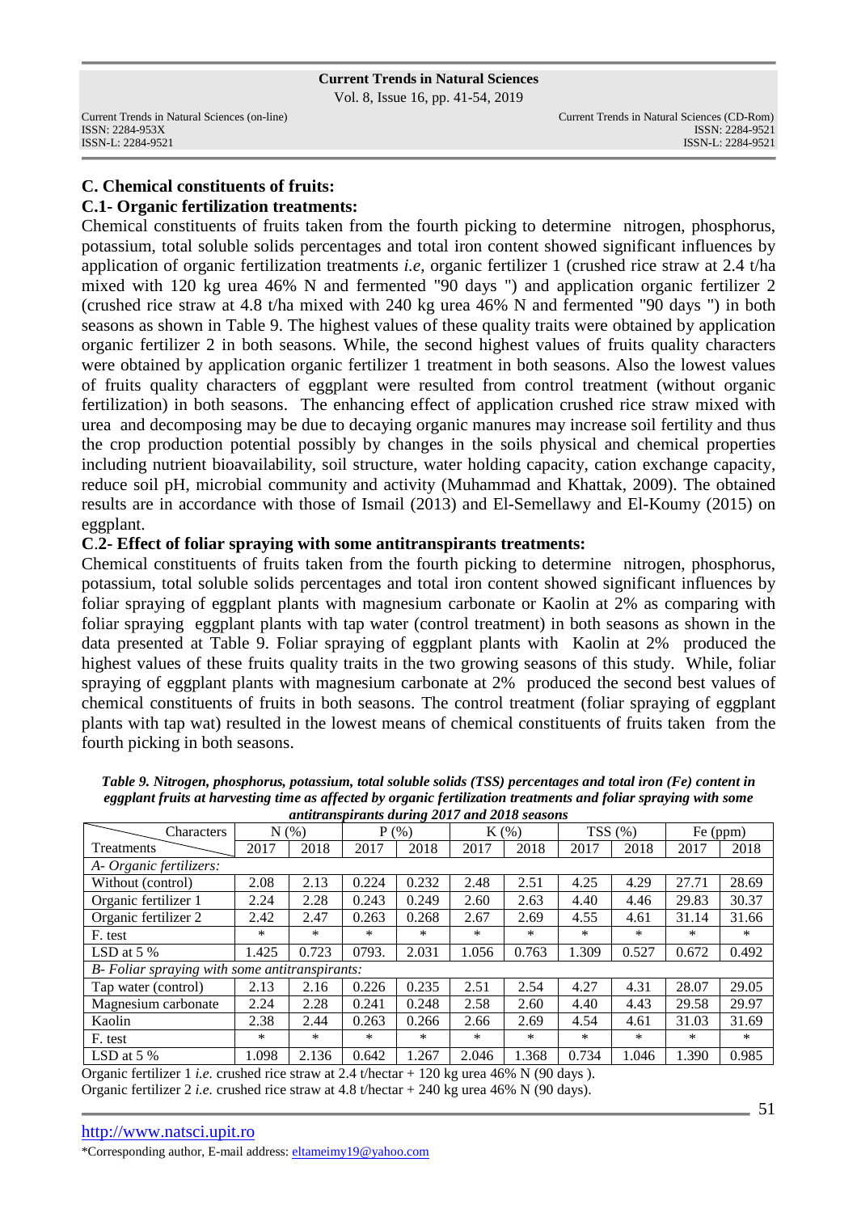## C. Chemical constituents of fruits:

### C.1- Organic fertilization treatments:

Chemical constituents of fruits taken from the fourth picking to determine nitrogen, phosphorus, potassium, total soluble solids percentages and total iron content showed significant influences by application of organic fertilization treatments *i.e,* organic fertilizer 1 (crushed rice straw at 2.4 t/ha mixed with 120 kg urea 46% N and fermented "90 days ") and application organic fertilizer 2 (crushed rice straw at 4.8 t/ha mixed with 240 kg urea 46% N and fermented "90 days ") in both seasons as shown in Table 9. The highest values of these quality traits were obtained by application organic fertilizer 2 in both seasons. While, the second highest values of fruits quality characters were obtained by application organic fertilizer 1 treatment in both seasons. Also the lowest values of fruits quality characters of eggplant were resulted from control treatment (without organic fertilization) in both seasons. The enhancing effect of application crushed rice straw mixed with urea and decomposing may be due to decaying organic manures may increase soil fertility and thus the crop production potential possibly by changes in the soils physical and chemical properties including nutrient bioavailability, soil structure, water holding capacity, cation exchange capacity, reduce soil pH, microbial community and activity (Muhammad and Khattak, 2009). The obtained results are in accordance with those of Ismail (2013) and El-Semellawy and El-Koumy (2015) on eggplant.

### C.2- Effect of foliar spraying with some antitranspirants treatments:

Chemical constituents of fruits taken from the fourth picking to determine nitrogen, phosphorus, potassium, total soluble solids percentages and total iron content showed significant influences by foliar spraying of eggplant plants with magnesium carbonate or Kaolin at 2% as comparing with foliar spraying eggplant plants with tap water (control treatment) in both seasons as shown in the data presented at Table 9. Foliar spraying of eggplant plants with Kaolin at 2% produced the highest values of these fruits quality traits in the two growing seasons of this study. While, foliar spraying of eggplant plants with magnesium carbonate at 2% produced the second best values of chemical constituents of fruits in both seasons. The control treatment (foliar spraying of eggplant plants with tap wat) resulted in the lowest means of chemical constituents of fruits taken from the fourth picking in both seasons.

***Table 9. Nitrogen, phosphorus, potassium, total soluble solids (TSS) percentages and total iron (Fe) content in eggplant fruits at harvesting time as affected by organic fertilization treatments and foliar spraying with some antitranspirants during 2017 and 2018 seasons***

| Characters / Treatments | N (%) | | P (%) | | K (%) | | TSS (%) | | Fe (ppm) | |
|---|---|---|---|---|---|---|---|---|---|---|
| | 2017 | 2018 | 2017 | 2018 | 2017 | 2018 | 2017 | 2018 | 2017 | 2018 |
| *A- Organic fertilizers:* | | | | | | | | | | |
| Without (control) | 2.08 | 2.13 | 0.224 | 0.232 | 2.48 | 2.51 | 4.25 | 4.29 | 27.71 | 28.69 |
| Organic fertilizer 1 | 2.24 | 2.28 | 0.243 | 0.249 | 2.60 | 2.63 | 4.40 | 4.46 | 29.83 | 30.37 |
| Organic fertilizer 2 | 2.42 | 2.47 | 0.263 | 0.268 | 2.67 | 2.69 | 4.55 | 4.61 | 31.14 | 31.66 |
| F. test | * | * | * | * | * | * | * | * | * | * |
| LSD at 5 % | 1.425 | 0.723 | 0793. | 2.031 | 1.056 | 0.763 | 1.309 | 0.527 | 0.672 | 0.492 |
| *B- Foliar spraying with some antitranspirants:* | | | | | | | | | | |
| Tap water (control) | 2.13 | 2.16 | 0.226 | 0.235 | 2.51 | 2.54 | 4.27 | 4.31 | 28.07 | 29.05 |
| Magnesium carbonate | 2.24 | 2.28 | 0.241 | 0.248 | 2.58 | 2.60 | 4.40 | 4.43 | 29.58 | 29.97 |
| Kaolin | 2.38 | 2.44 | 0.263 | 0.266 | 2.66 | 2.69 | 4.54 | 4.61 | 31.03 | 31.69 |
| F. test | * | * | * | * | * | * | * | * | * | * |
| LSD at 5 % | 1.098 | 2.136 | 0.642 | 1.267 | 2.046 | 1.368 | 0.734 | 1.046 | 1.390 | 0.985 |

Organic fertilizer 1 *i.e.* crushed rice straw at 2.4 t/hectar + 120 kg urea 46% N (90 days ).
Organic fertilizer 2 *i.e.* crushed rice straw at 4.8 t/hectar + 240 kg urea 46% N (90 days).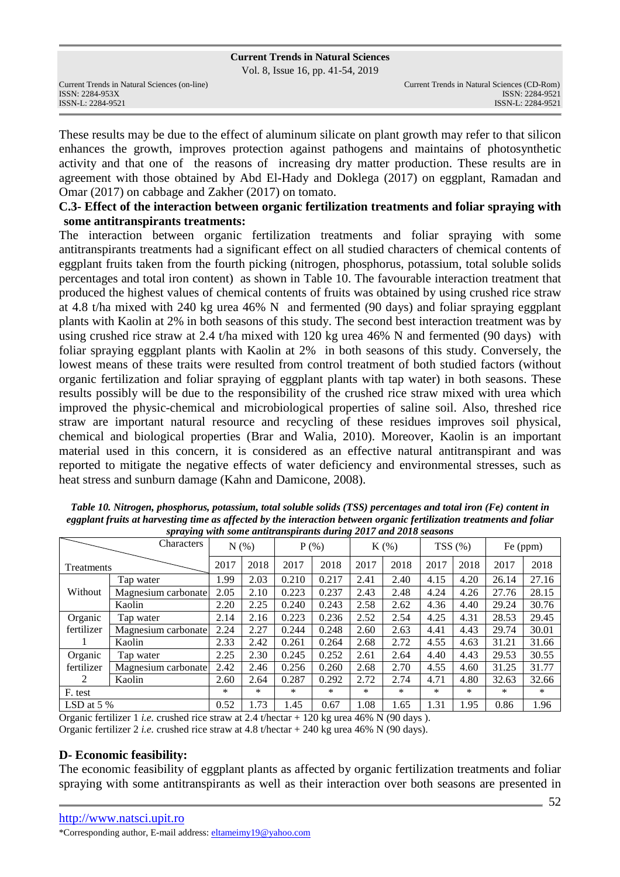These results may be due to the effect of aluminum silicate on plant growth may refer to that silicon enhances the growth, improves protection against pathogens and maintains of photosynthetic activity and that one of the reasons of increasing dry matter production. These results are in agreement with those obtained by Abd El-Hady and Doklega (2017) on eggplant, Ramadan and Omar (2017) on cabbage and Zakher (2017) on tomato.

**C.3- Effect of the interaction between organic fertilization treatments and foliar spraying with some antitranspirants treatments:**

The interaction between organic fertilization treatments and foliar spraying with some antitranspirants treatments had a significant effect on all studied characters of chemical contents of eggplant fruits taken from the fourth picking (nitrogen, phosphorus, potassium, total soluble solids percentages and total iron content) as shown in Table 10. The favourable interaction treatment that produced the highest values of chemical contents of fruits was obtained by using crushed rice straw at 4.8 t/ha mixed with 240 kg urea 46% N and fermented (90 days) and foliar spraying eggplant plants with Kaolin at 2% in both seasons of this study. The second best interaction treatment was by using crushed rice straw at 2.4 t/ha mixed with 120 kg urea 46% N and fermented (90 days) with foliar spraying eggplant plants with Kaolin at 2% in both seasons of this study. Conversely, the lowest means of these traits were resulted from control treatment of both studied factors (without organic fertilization and foliar spraying of eggplant plants with tap water) in both seasons. These results possibly will be due to the responsibility of the crushed rice straw mixed with urea which improved the physic-chemical and microbiological properties of saline soil. Also, threshed rice straw are important natural resource and recycling of these residues improves soil physical, chemical and biological properties (Brar and Walia, 2010). Moreover, Kaolin is an important material used in this concern, it is considered as an effective natural antitranspirant and was reported to mitigate the negative effects of water deficiency and environmental stresses, such as heat stress and sunburn damage (Kahn and Damicone, 2008).

***Table 10. Nitrogen, phosphorus, potassium, total soluble solids (TSS) percentages and total iron (Fe) content in eggplant fruits at harvesting time as affected by the interaction between organic fertilization treatments and foliar spraying with some antitranspirants during 2017 and 2018 seasons***

| Treatments | Characters | N (%) | | P (%) | | K (%) | | TSS (%) | | Fe (ppm) | |
|---|---|---|---|---|---|---|---|---|---|---|---|
| | | 2017 | 2018 | 2017 | 2018 | 2017 | 2018 | 2017 | 2018 | 2017 | 2018 |
| Without | Tap water | 1.99 | 2.03 | 0.210 | 0.217 | 2.41 | 2.40 | 4.15 | 4.20 | 26.14 | 27.16 |
| | Magnesium carbonate | 2.05 | 2.10 | 0.223 | 0.237 | 2.43 | 2.48 | 4.24 | 4.26 | 27.76 | 28.15 |
| | Kaolin | 2.20 | 2.25 | 0.240 | 0.243 | 2.58 | 2.62 | 4.36 | 4.40 | 29.24 | 30.76 |
| Organic fertilizer 1 | Tap water | 2.14 | 2.16 | 0.223 | 0.236 | 2.52 | 2.54 | 4.25 | 4.31 | 28.53 | 29.45 |
| | Magnesium carbonate | 2.24 | 2.27 | 0.244 | 0.248 | 2.60 | 2.63 | 4.41 | 4.43 | 29.74 | 30.01 |
| | Kaolin | 2.33 | 2.42 | 0.261 | 0.264 | 2.68 | 2.72 | 4.55 | 4.63 | 31.21 | 31.66 |
| Organic fertilizer 2 | Tap water | 2.25 | 2.30 | 0.245 | 0.252 | 2.61 | 2.64 | 4.40 | 4.43 | 29.53 | 30.55 |
| | Magnesium carbonate | 2.42 | 2.46 | 0.256 | 0.260 | 2.68 | 2.70 | 4.55 | 4.60 | 31.25 | 31.77 |
| | Kaolin | 2.60 | 2.64 | 0.287 | 0.292 | 2.72 | 2.74 | 4.71 | 4.80 | 32.63 | 32.66 |
| F. test | | * | * | * | * | * | * | * | * | * | * |
| LSD at 5 % | | 0.52 | 1.73 | 1.45 | 0.67 | 1.08 | 1.65 | 1.31 | 1.95 | 0.86 | 1.96 |

Organic fertilizer 1 *i.e.* crushed rice straw at 2.4 t/hectar + 120 kg urea 46% N (90 days ).
Organic fertilizer 2 *i.e.* crushed rice straw at 4.8 t/hectar + 240 kg urea 46% N (90 days).

**D- Economic feasibility:**

The economic feasibility of eggplant plants as affected by organic fertilization treatments and foliar spraying with some antitranspirants as well as their interaction over both seasons are presented in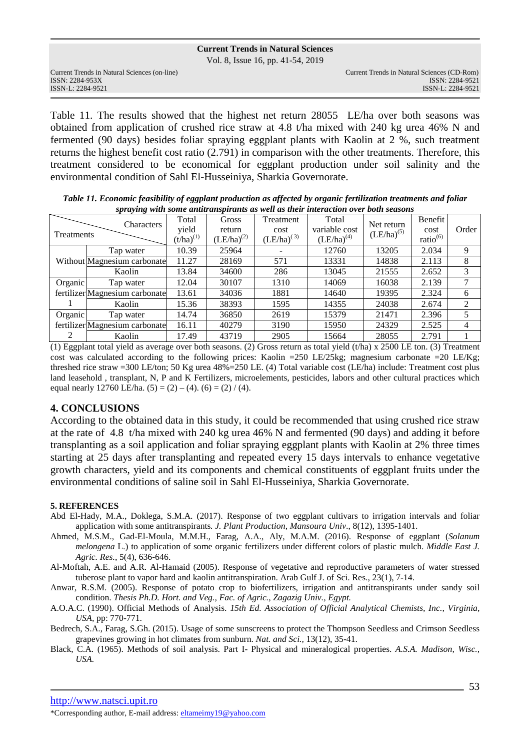Table 11. The results showed that the highest net return 28055 LE/ha over both seasons was obtained from application of crushed rice straw at 4.8 t/ha mixed with 240 kg urea 46% N and fermented (90 days) besides foliar spraying eggplant plants with Kaolin at 2 %, such treatment returns the highest benefit cost ratio (2.791) in comparison with the other treatments. Therefore, this treatment considered to be economical for eggplant production under soil salinity and the environmental condition of Sahl El-Husseiniya, Sharkia Governorate.

***Table 11. Economic feasibility of eggplant production as affected by organic fertilization treatments and foliar spraying with some antitranspirants as well as their interaction over both seasons***

| Treatments | Characters | Total yield $(t/ha)^{(1)}$ | Gross return $(LE/ha)^{(2)}$ | Treatment cost $(LE/ha)^{(3)}$ | Total variable cost $(LE/ha)^{(4)}$ | Net return $(LE/ha)^{(5)}$ | Benefit cost ratio$^{(6)}$ | Order |
|---|---|---|---|---|---|---|---|---|
| Without | Tap water | 10.39 | 25964 | - | 12760 | 13205 | 2.034 | 9 |
| | Magnesium carbonate | 11.27 | 28169 | 571 | 13331 | 14838 | 2.113 | 8 |
| | Kaolin | 13.84 | 34600 | 286 | 13045 | 21555 | 2.652 | 3 |
| Organic fertilizer 1 | Tap water | 12.04 | 30107 | 1310 | 14069 | 16038 | 2.139 | 7 |
| | Magnesium carbonate | 13.61 | 34036 | 1881 | 14640 | 19395 | 2.324 | 6 |
| | Kaolin | 15.36 | 38393 | 1595 | 14355 | 24038 | 2.674 | 2 |
| Organic fertilizer 2 | Tap water | 14.74 | 36850 | 2619 | 15379 | 21471 | 2.396 | 5 |
| | Magnesium carbonate | 16.11 | 40279 | 3190 | 15950 | 24329 | 2.525 | 4 |
| | Kaolin | 17.49 | 43719 | 2905 | 15664 | 28055 | 2.791 | 1 |

(1) Eggplant total yield as average over both seasons. (2) Gross return as total yield (t/ha) x 2500 LE ton. (3) Treatment cost was calculated according to the following prices: Kaolin =250 LE/25kg; magnesium carbonate =20 LE/Kg; threshed rice straw =300 LE/ton; 50 Kg urea 48%=250 LE. (4) Total variable cost (LE/ha) include: Treatment cost plus land leasehold , transplant, N, P and K Fertilizers, microelements, pesticides, labors and other cultural practices which equal nearly 12760 LE/ha. (5) = (2) – (4). (6) = (2) / (4).

## 4. CONCLUSIONS

According to the obtained data in this study, it could be recommended that using crushed rice straw at the rate of 4.8 t/ha mixed with 240 kg urea 46% N and fermented (90 days) and adding it before transplanting as a soil application and foliar spraying eggplant plants with Kaolin at 2% three times starting at 25 days after transplanting and repeated every 15 days intervals to enhance vegetative growth characters, yield and its components and chemical constituents of eggplant fruits under the environmental conditions of saline soil in Sahl El-Husseiniya, Sharkia Governorate.

## 5. REFERENCES

Abd El-Hady, M.A., Doklega, S.M.A. (2017). Response of two eggplant cultivars to irrigation intervals and foliar application with some antitranspirants. *J. Plant Production, Mansoura Univ.*, 8(12), 1395-1401.

Ahmed, M.S.M., Gad-El-Moula, M.M.H., Farag, A.A., Aly, M.A.M. (2016). Response of eggplant (*Solanum melongena* L.) to application of some organic fertilizers under different colors of plastic mulch. *Middle East J. Agric. Res.*, 5(4), 636-646.

Al-Moftah, A.E. and A.R. Al-Hamaid (2005). Response of vegetative and reproductive parameters of water stressed tuberose plant to vapor hard and kaolin antitranspiration. Arab Gulf J. of Sci. Res., 23(1), 7-14.

Anwar, R.S.M. (2005). Response of potato crop to biofertilizers, irrigation and antitranspirants under sandy soil condition. *Thesis Ph.D. Hort. and Veg., Fac. of Agric., Zagazig Univ., Egypt.*

A.O.A.C. (1990). Official Methods of Analysis. *15th Ed. Association of Official Analytical Chemists, Inc., Virginia, USA*, pp: 770-771.

Bedrech, S.A., Farag, S.Gh. (2015). Usage of some sunscreens to protect the Thompson Seedless and Crimson Seedless grapevines growing in hot climates from sunburn. *Nat. and Sci.*, 13(12), 35-41.

Black, C.A. (1965). Methods of soil analysis. Part I- Physical and mineralogical properties. *A.S.A. Madison, Wisc., USA.*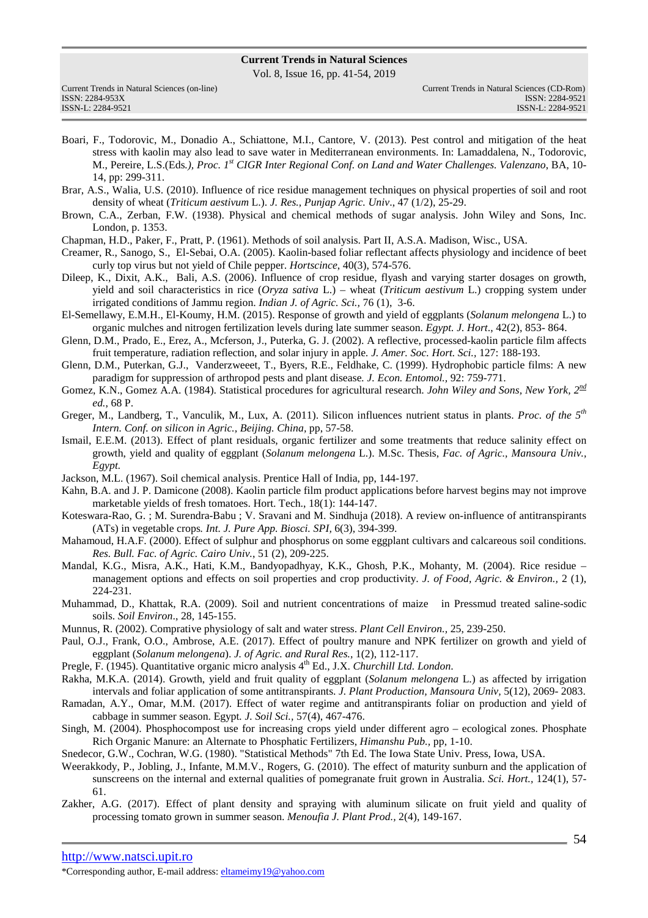Boari, F., Todorovic, M., Donadio A., Schiattone, M.I., Cantore, V. (2013). Pest control and mitigation of the heat stress with kaolin may also lead to save water in Mediterranean environments. In: Lamaddalena, N., Todorovic, M., Pereire, L.S.(Eds*.), Proc. 1st CIGR Inter Regional Conf. on Land and Water Challenges. Valenzano*, BA, 10-14, pp: 299-311.

Brar, A.S., Walia, U.S. (2010). Influence of rice residue management techniques on physical properties of soil and root density of wheat (*Triticum aestivum* L.). *J. Res., Punjap Agric. Univ*., 47 (1/2), 25-29.

Brown, C.A., Zerban, F.W. (1938). Physical and chemical methods of sugar analysis. John Wiley and Sons, Inc. London, p. 1353.

Chapman, H.D., Paker, F., Pratt, P. (1961). Methods of soil analysis. Part II, A.S.A. Madison, Wisc., USA.

Creamer, R., Sanogo, S., El-Sebai, O.A. (2005). Kaolin-based foliar reflectant affects physiology and incidence of beet curly top virus but not yield of Chile pepper. *Hortscince*, 40(3), 574-576.

Dileep, K., Dixit, A.K., Bali, A.S. (2006). Influence of crop residue, flyash and varying starter dosages on growth, yield and soil characteristics in rice (*Oryza sativa* L.) – wheat (*Triticum aestivum* L.) cropping system under irrigated conditions of Jammu region. *Indian J. of Agric. Sci.*, 76 (1), 3-6.

El-Semellawy, E.M.H., El-Koumy, H.M. (2015). Response of growth and yield of eggplants (*Solanum melongena* L.) to organic mulches and nitrogen fertilization levels during late summer season. *Egypt. J. Hort*., 42(2), 853- 864.

Glenn, D.M., Prado, E., Erez, A., Mcferson, J., Puterka, G. J. (2002). A reflective, processed-kaolin particle film affects fruit temperature, radiation reflection, and solar injury in apple*. J. Amer. Soc. Hort. Sci.,* 127: 188-193.

Glenn, D.M., Puterkan, G.J., Vanderzweeet, T., Byers, R.E., Feldhake, C. (1999). Hydrophobic particle films: A new paradigm for suppression of arthropod pests and plant disease*. J. Econ. Entomol.*, 92: 759-771.

Gomez, K.N., Gomez A.A. (1984). Statistical procedures for agricultural research. *John Wiley and Sons, New York, 2nd ed.*, 68 P.

Greger, M., Landberg, T., Vanculik, M., Lux, A. (2011). Silicon influences nutrient status in plants. *Proc. of the 5th Intern. Conf. on silicon in Agric., Beijing. China*, pp, 57-58.

Ismail, E.E.M. (2013). Effect of plant residuals, organic fertilizer and some treatments that reduce salinity effect on growth, yield and quality of eggplant (*Solanum melongena* L.). M.Sc. Thesis, *Fac. of Agric., Mansoura Univ., Egypt.*

Jackson, M.L. (1967). Soil chemical analysis. Prentice Hall of India, pp, 144-197.

Kahn, B.A. and J. P. Damicone (2008). Kaolin particle film product applications before harvest begins may not improve marketable yields of fresh tomatoes. Hort. Tech., 18(1): 144-147.

Koteswara-Rao, G. ; M. Surendra-Babu ; V. Sravani and M. Sindhuja (2018). A review on-influence of antitranspirants (ATs) in vegetable crops*. Int. J. Pure App. Biosci. SPI,* 6(3), 394-399.

Mahamoud, H.A.F. (2000). Effect of sulphur and phosphorus on some eggplant cultivars and calcareous soil conditions. *Res. Bull. Fac. of Agric. Cairo Univ.*, 51 (2), 209-225.

Mandal, K.G., Misra, A.K., Hati, K.M., Bandyopadhyay, K.K., Ghosh, P.K., Mohanty, M. (2004). Rice residue – management options and effects on soil properties and crop productivity. *J. of Food, Agric. & Environ.*, 2 (1), 224-231.

Muhammad, D., Khattak, R.A. (2009). Soil and nutrient concentrations of maize in Pressmud treated saline-sodic soils. *Soil Environ*., 28, 145-155.

Munnus, R. (2002). Comprative physiology of salt and water stress. *Plant Cell Environ.,* 25, 239-250.

Paul, O.J., Frank, O.O., Ambrose, A.E. (2017). Effect of poultry manure and NPK fertilizer on growth and yield of eggplant (*Solanum melongena*). *J. of Agric. and Rural Res.*, 1(2), 112-117.

Pregle, F. (1945). Quantitative organic micro analysis 4th Ed., J.X. *Churchill Ltd. London.*

Rakha, M.K.A. (2014). Growth, yield and fruit quality of eggplant (*Solanum melongena* L.) as affected by irrigation intervals and foliar application of some antitranspirants. *J. Plant Production, Mansoura Univ*, 5(12), 2069- 2083.

Ramadan, A.Y., Omar, M.M. (2017). Effect of water regime and antitranspirants foliar on production and yield of cabbage in summer season. Egypt*. J. Soil Sci.*, 57(4), 467-476.

Singh, M. (2004). Phosphocompost use for increasing crops yield under different agro – ecological zones. Phosphate Rich Organic Manure: an Alternate to Phosphatic Fertilizers, *Himanshu Pub.*, pp, 1-10.

Snedecor, G.W., Cochran, W.G. (1980). "Statistical Methods" 7th Ed. The Iowa State Univ. Press, Iowa, USA.

Weerakkody, P., Jobling, J., Infante, M.M.V., Rogers, G. (2010). The effect of maturity sunburn and the application of sunscreens on the internal and external qualities of pomegranate fruit grown in Australia. *Sci. Hort.,* 124(1), 57-61.

Zakher, A.G. (2017). Effect of plant density and spraying with aluminum silicate on fruit yield and quality of processing tomato grown in summer season. *Menoufia J. Plant Prod.,* 2(4), 149-167.